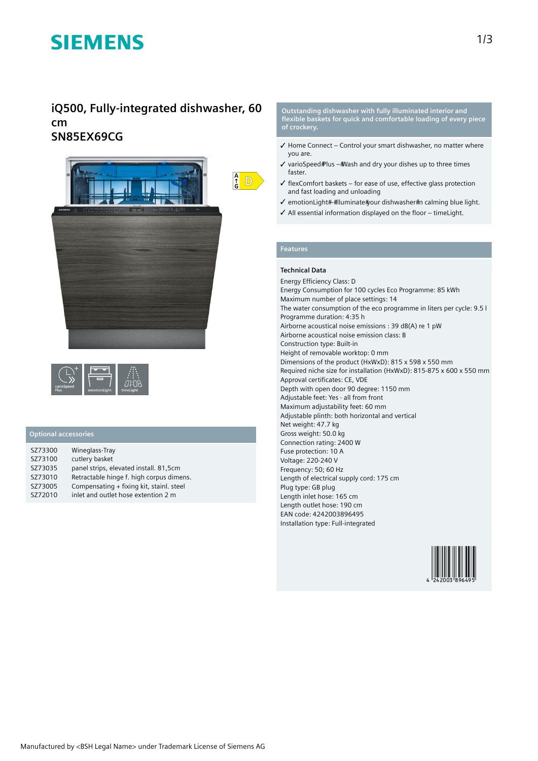# SIEMENS

## iQ500, Fully-integrated dishwasher, 60 cm
## SN85EX69CG

D

varioSpeed Plus | emotionLight | timeLight

### Optional accessories

| | |
|---|---|
| SZ73300 | Wineglass-Tray |
| SZ73100 | cutlery basket |
| SZ73035 | panel strips, elevated install. 81,5cm |
| SZ73010 | Retractable hinge f. high corpus dimens. |
| SZ73005 | Compensating + fixing kit, stainl. steel |
| SZ72010 | inlet and outlet hose extention 2 m |

**Outstanding dishwasher with fully illuminated interior and flexible baskets for quick and comfortable loading of every piece of crockery.**

- ✓ Home Connect – Control your smart dishwasher, no matter where you are.
- ✓ varioSpeed#Plus –#Wash and dry your dishes up to three times faster.
- ✓ flexComfort baskets – for ease of use, effective glass protection and fast loading and unloading
- ✓ emotionLight#–#Illuminate#your dishwasher#in calming blue light.
- ✓ All essential information displayed on the floor – timeLight.

### Features

**Technical Data**

Energy Efficiency Class: D
Energy Consumption for 100 cycles Eco Programme: 85 kWh
Maximum number of place settings: 14
The water consumption of the eco programme in liters per cycle: 9.5 l
Programme duration: 4:35 h
Airborne acoustical noise emissions : 39 dB(A) re 1 pW
Airborne acoustical noise emission class: B
Construction type: Built-in
Height of removable worktop: 0 mm
Dimensions of the product (HxWxD): 815 x 598 x 550 mm
Required niche size for installation (HxWxD): 815-875 x 600 x 550 mm
Approval certificates: CE, VDE
Depth with open door 90 degree: 1150 mm
Adjustable feet: Yes - all from front
Maximum adjustability feet: 60 mm
Adjustable plinth: both horizontal and vertical
Net weight: 47.7 kg
Gross weight: 50.0 kg
Connection rating: 2400 W
Fuse protection: 10 A
Voltage: 220-240 V
Frequency: 50; 60 Hz
Length of electrical supply cord: 175 cm
Plug type: GB plug
Length inlet hose: 165 cm
Length outlet hose: 190 cm
EAN code: 4242003896495
Installation type: Full-integrated

4 242003 896495

Manufactured by <BSH Legal Name> under Trademark License of Siemens AG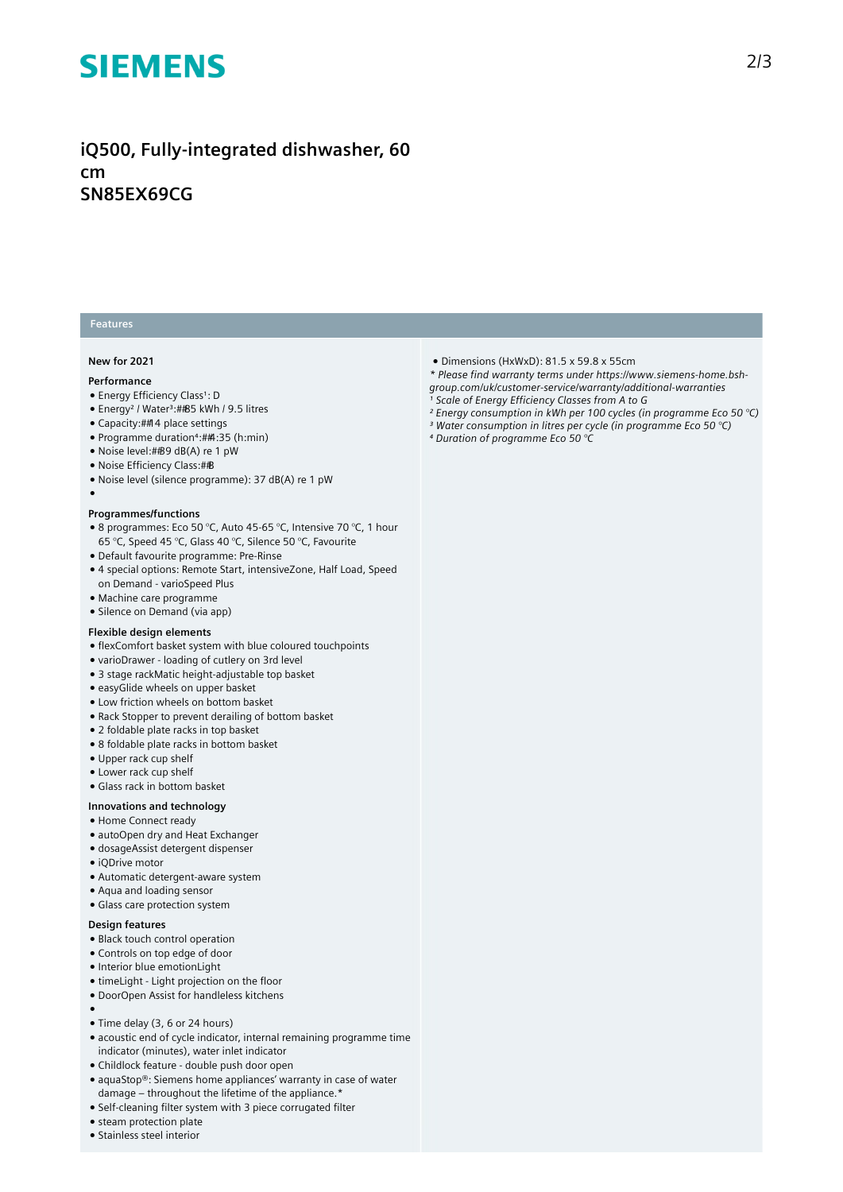## iQ500, Fully-integrated dishwasher, 60 cm
## SN85EX69CG

### Features

**New for 2021**

**Performance**

- Energy Efficiency Class¹: D
- Energy² / Water³:##85 kWh / 9.5 litres
- Capacity:##14 place settings
- Programme duration⁴:##4:35 (h:min)
- Noise level:##39 dB(A) re 1 pW
- Noise Efficiency Class:##B
- Noise level (silence programme): 37 dB(A) re 1 pW
-

**Programmes/functions**

- 8 programmes: Eco 50 °C, Auto 45-65 °C, Intensive 70 °C, 1 hour 65 °C, Speed 45 °C, Glass 40 °C, Silence 50 °C, Favourite
- Default favourite programme: Pre-Rinse
- 4 special options: Remote Start, intensiveZone, Half Load, Speed on Demand - varioSpeed Plus
- Machine care programme
- Silence on Demand (via app)

**Flexible design elements**

- flexComfort basket system with blue coloured touchpoints
- varioDrawer - loading of cutlery on 3rd level
- 3 stage rackMatic height-adjustable top basket
- easyGlide wheels on upper basket
- Low friction wheels on bottom basket
- Rack Stopper to prevent derailing of bottom basket
- 2 foldable plate racks in top basket
- 8 foldable plate racks in bottom basket
- Upper rack cup shelf
- Lower rack cup shelf
- Glass rack in bottom basket

**Innovations and technology**

- Home Connect ready
- autoOpen dry and Heat Exchanger
- dosageAssist detergent dispenser
- iQDrive motor
- Automatic detergent-aware system
- Aqua and loading sensor
- Glass care protection system

**Design features**

- Black touch control operation
- Controls on top edge of door
- Interior blue emotionLight
- timeLight - Light projection on the floor
- DoorOpen Assist for handleless kitchens
-
- Time delay (3, 6 or 24 hours)
- acoustic end of cycle indicator, internal remaining programme time indicator (minutes), water inlet indicator
- Childlock feature - double push door open
- aquaStop®: Siemens home appliances' warranty in case of water damage – throughout the lifetime of the appliance.*
- Self-cleaning filter system with 3 piece corrugated filter
- steam protection plate
- Stainless steel interior
- Dimensions (HxWxD): 81.5 x 59.8 x 55cm

*\* Please find warranty terms under https://www.siemens-home.bsh-group.com/uk/customer-service/warranty/additional-warranties*
*¹ Scale of Energy Efficiency Classes from A to G*
*² Energy consumption in kWh per 100 cycles (in programme Eco 50 °C)*
*³ Water consumption in litres per cycle (in programme Eco 50 °C)*
*⁴ Duration of programme Eco 50 °C*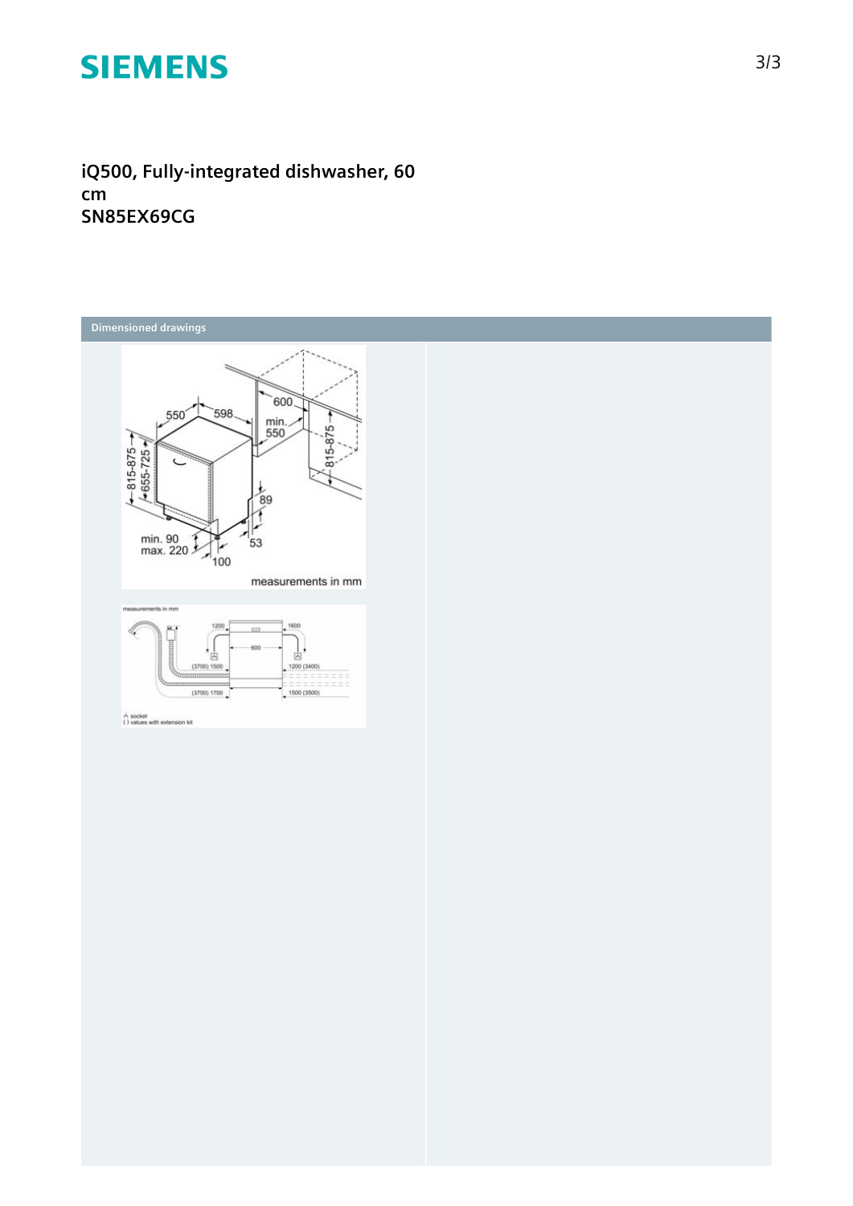# iQ500, Fully-integrated dishwasher, 60 cm
# SN85EX69CG

## Dimensioned drawings

550
598
600
min. 550
815-875
655-725
815-875
89
53
min. 90
max. 220
100
measurements in mm

measurements in mm
1200
1600
600
(3700) 1500
1200 (3400)
(3700) 1700
1500 (3500)
socket
( ) values with extension kit